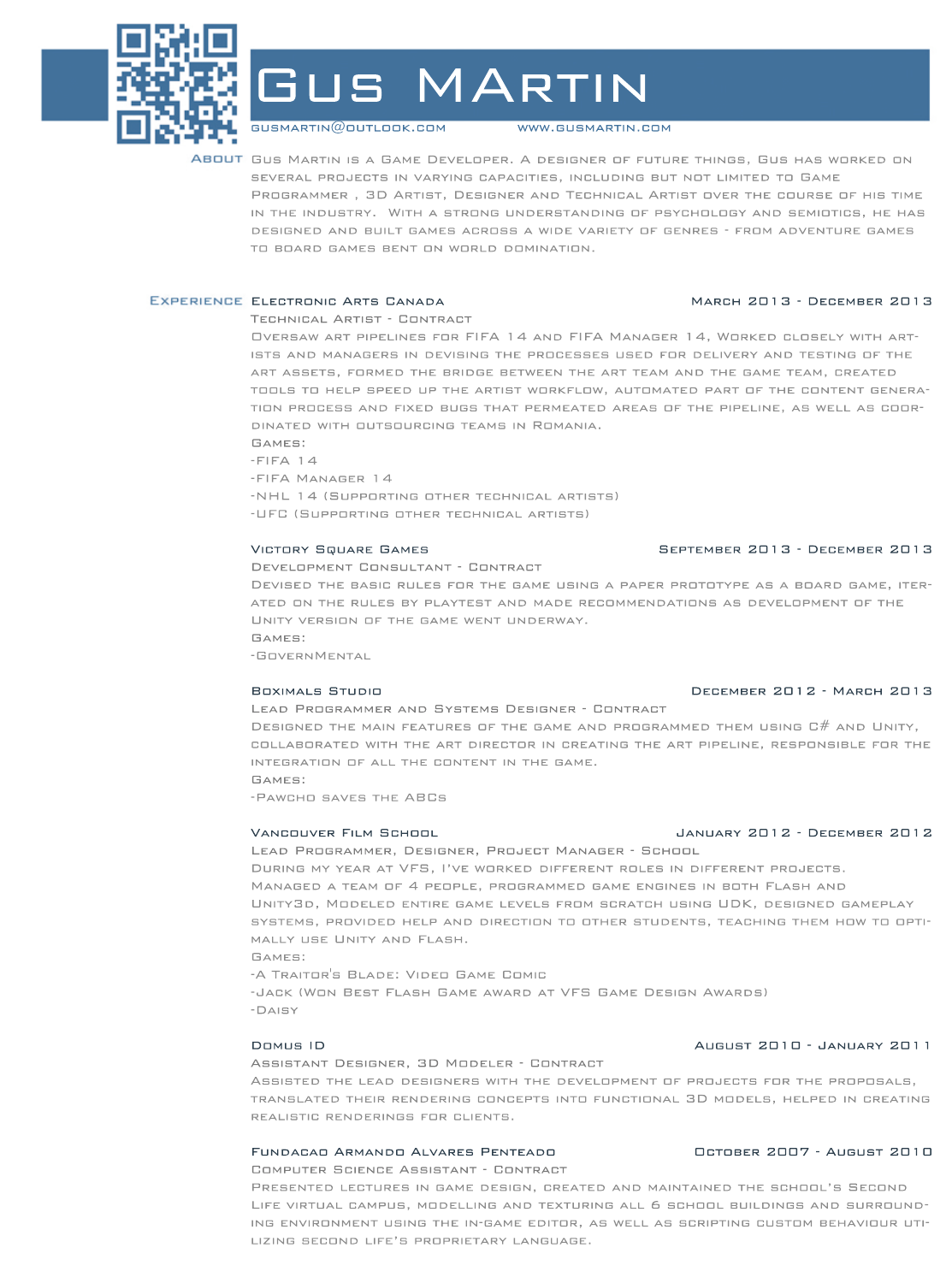# Gus MArtin

gusmartin@outlook.com www.gusmartin.com

## About

Gus Martin is a Game Developer. A designer of future things, Gus has worked on several projects in varying capacities, including but not limited to Game Programmer , 3D Artist, Designer and Technical Artist over the course of his time in the industry. With a strong understanding of psychology and semiotics, he has designed and built games across a wide variety of genres - from adventure games to board games bent on world domination.

## Experience

### Electronic Arts Canada — March 2013 - December 2013

Technical Artist - Contract

Oversaw art pipelines for FIFA 14 and FIFA Manager 14, Worked closely with artists and managers in devising the processes used for delivery and testing of the art assets, formed the bridge between the art team and the game team, created tools to help speed up the artist workflow, automated part of the content generation process and fixed bugs that permeated areas of the pipeline, as well as coordinated with outsourcing teams in Romania.

Games:

- FIFA 14
- FIFA Manager 14
- NHL 14 (Supporting other technical artists)
- UFC (Supporting other technical artists)

### Victory Square Games — September 2013 - December 2013

Development Consultant - Contract

Devised the basic rules for the game using a paper prototype as a board game, iterated on the rules by playtest and made recommendations as development of the Unity version of the game went underway.

Games:

- GovernMental

### Boximals Studio — December 2012 - March 2013

Lead Programmer and Systems Designer - Contract

Designed the main features of the game and programmed them using C# and Unity, collaborated with the art director in creating the art pipeline, responsible for the integration of all the content in the game.

Games:

- Pawcho saves the ABCs

### Vancouver Film School — January 2012 - December 2012

Lead Programmer, Designer, Project Manager - School

During my year at VFS, I've worked different roles in different projects. Managed a team of 4 people, programmed game engines in both Flash and Unity3D, Modeled entire game levels from scratch using UDK, designed gameplay systems, provided help and direction to other students, teaching them how to optimally use Unity and Flash.

Games:

- A Traitor's Blade: Video Game Comic
- Jack (Won Best Flash Game award at VFS Game Design Awards)
- Daisy

### Domus ID — August 2010 - January 2011

Assistant Designer, 3D Modeler - Contract

Assisted the lead designers with the development of projects for the proposals, translated their rendering concepts into functional 3D models, helped in creating realistic renderings for clients.

### Fundacao Armando Alvares Penteado — October 2007 - August 2010

Computer Science Assistant - Contract

Presented lectures in game design, created and maintained the school's Second Life virtual campus, modelling and texturing all 6 school buildings and surrounding environment using the in-game editor, as well as scripting custom behaviour utilizing Second Life's proprietary language.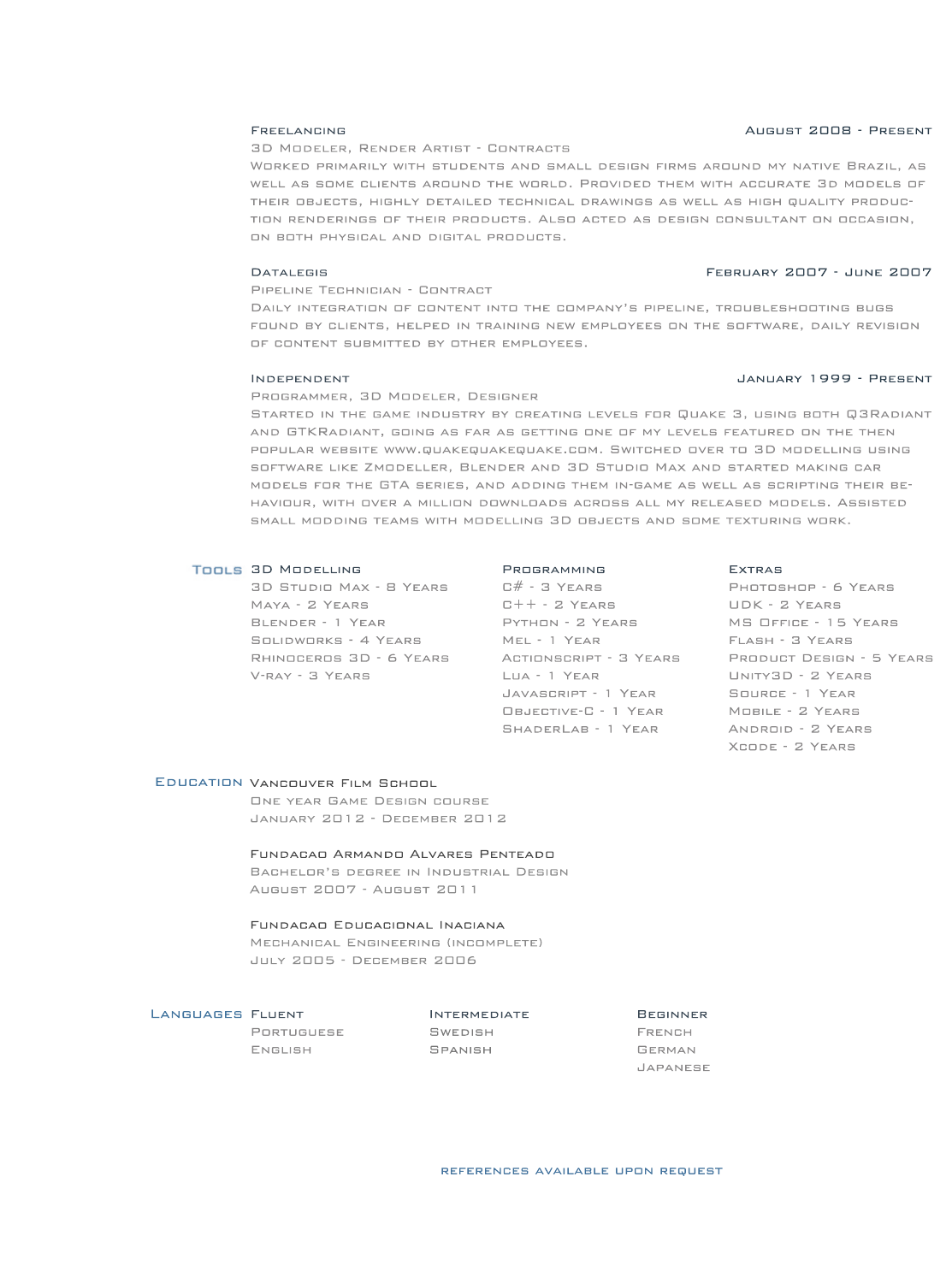**Freelancing** — August 2008 - Present

3D Modeler, Render Artist - Contracts

Worked primarily with students and small design firms around my native Brazil, as well as some clients around the world. Provided them with accurate 3D models of their objects, highly detailed technical drawings as well as high quality production renderings of their products. Also acted as design consultant on occasion, on both physical and digital products.

**Datalegis** — February 2007 - June 2007

Pipeline Technician - Contract

Daily integration of content into the company's pipeline, troubleshooting bugs found by clients, helped in training new employees on the software, daily revision of content submitted by other employees.

**Independent** — January 1999 - Present

Programmer, 3D Modeler, Designer

Started in the game industry by creating levels for Quake 3, using both Q3Radiant and GTKRadiant, going as far as getting one of my levels featured on the then popular website www.quakequakequake.com. Switched over to 3D modelling using software like Zmodeller, Blender and 3D Studio Max and started making car models for the GTA series, and adding them in-game as well as scripting their behaviour, with over a million downloads across all my released models. Assisted small modding teams with modelling 3D objects and some texturing work.

## Tools

| 3D Modelling | Programming | Extras |
| --- | --- | --- |
| 3D Studio Max - 8 Years | C# - 3 Years | Photoshop - 6 Years |
| Maya - 2 Years | C++ - 2 Years | UDK - 2 Years |
| Blender - 1 Year | Python - 2 Years | MS Office - 15 Years |
| Solidworks - 4 Years | MEL - 1 Year | Flash - 3 Years |
| Rhinoceros 3D - 6 Years | Actionscript - 3 Years | Product Design - 5 Years |
| V-Ray - 3 Years | Lua - 1 Year | Unity3D - 2 Years |
| | Javascript - 1 Year | Source - 1 Year |
| | Objective-C - 1 Year | Mobile - 2 Years |
| | ShaderLab - 1 Year | Android - 2 Years |
| | | Xcode - 2 Years |

## Education

**Vancouver Film School**

One year Game Design course

January 2012 - December 2012

**Fundacao Armando Alvares Penteado**

Bachelor's degree in Industrial Design

August 2007 - August 2011

**Fundacao Educacional Inaciana**

Mechanical Engineering (incomplete)

July 2005 - December 2006

## Languages

| Fluent | Intermediate | Beginner |
| --- | --- | --- |
| Portuguese | Swedish | French |
| English | Spanish | German |
| | | Japanese |

References available upon request